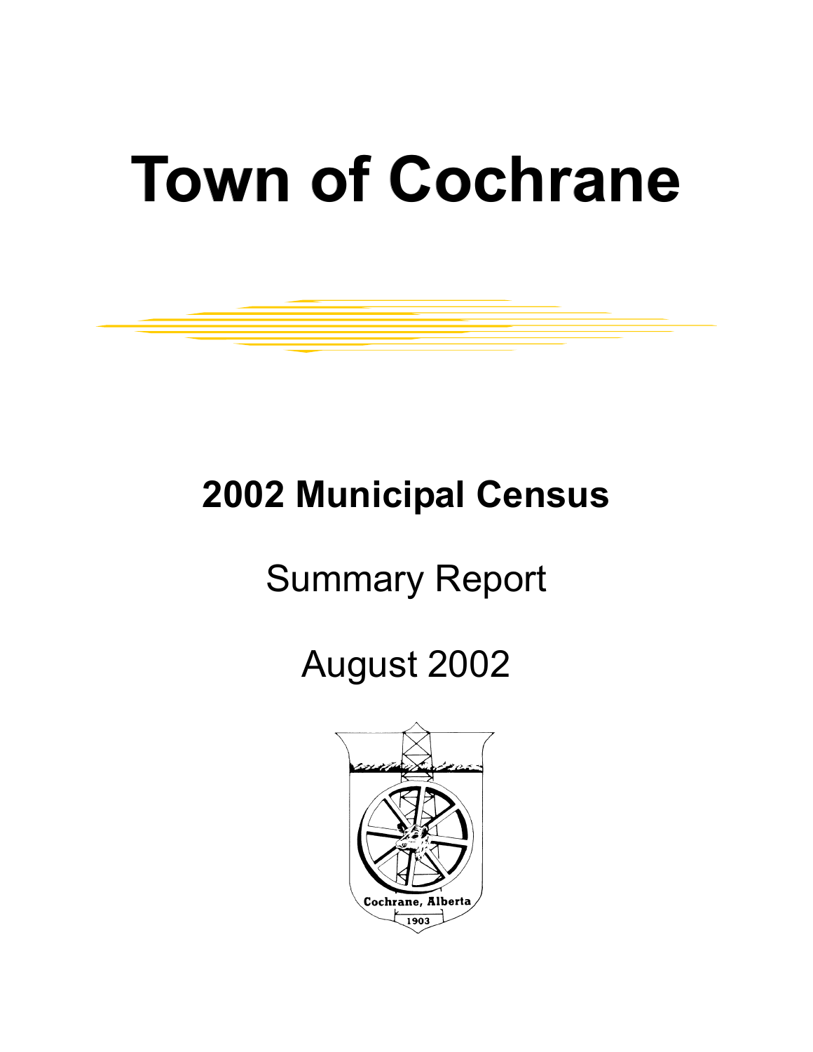# Town of Cochrane

## 2002 Municipal Census

Summary Report

August 2002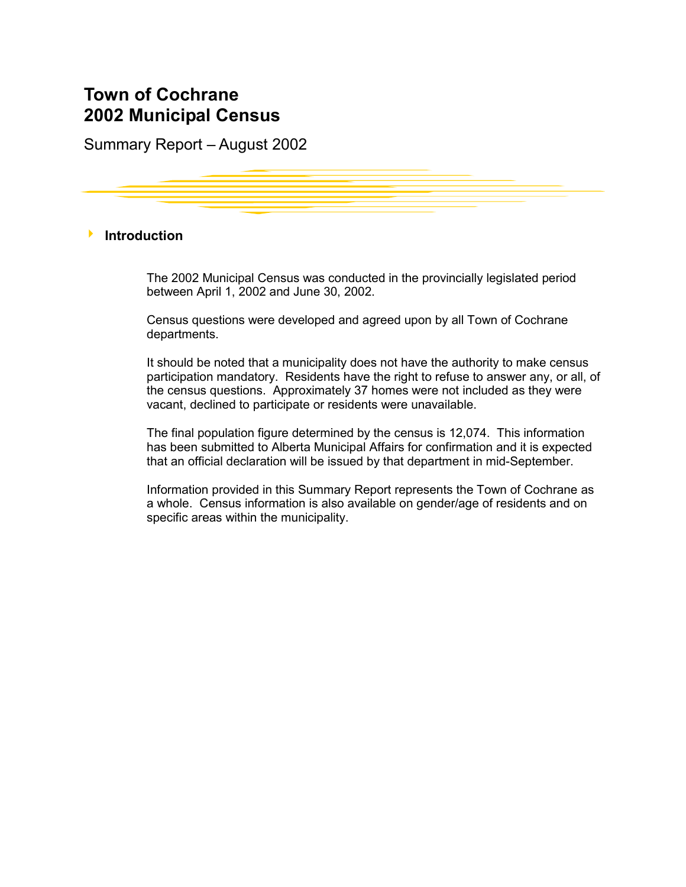# Town of Cochrane
# 2002 Municipal Census

Summary Report – August 2002

## Introduction

The 2002 Municipal Census was conducted in the provincially legislated period between April 1, 2002 and June 30, 2002.

Census questions were developed and agreed upon by all Town of Cochrane departments.

It should be noted that a municipality does not have the authority to make census participation mandatory. Residents have the right to refuse to answer any, or all, of the census questions. Approximately 37 homes were not included as they were vacant, declined to participate or residents were unavailable.

The final population figure determined by the census is 12,074. This information has been submitted to Alberta Municipal Affairs for confirmation and it is expected that an official declaration will be issued by that department in mid-September.

Information provided in this Summary Report represents the Town of Cochrane as a whole. Census information is also available on gender/age of residents and on specific areas within the municipality.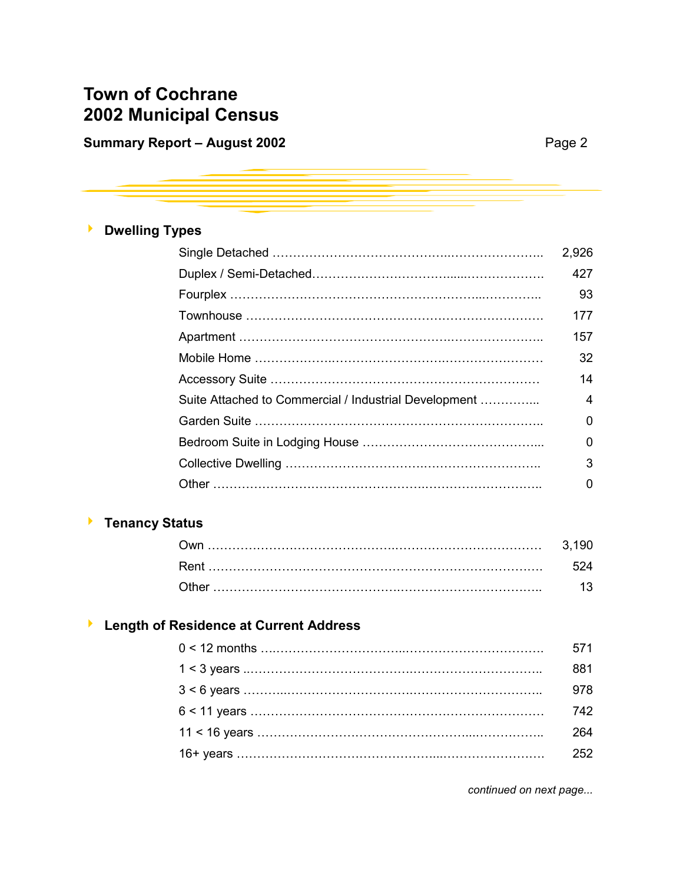# Town of Cochrane
# 2002 Municipal Census

**Summary Report – August 2002**

## Dwelling Types

| Dwelling Type | Count |
|---|---|
| Single Detached | 2,926 |
| Duplex / Semi-Detached | 427 |
| Fourplex | 93 |
| Townhouse | 177 |
| Apartment | 157 |
| Mobile Home | 32 |
| Accessory Suite | 14 |
| Suite Attached to Commercial / Industrial Development | 4 |
| Garden Suite | 0 |
| Bedroom Suite in Lodging House | 0 |
| Collective Dwelling | 3 |
| Other | 0 |

## Tenancy Status

| Tenancy Status | Count |
|---|---|
| Own | 3,190 |
| Rent | 524 |
| Other | 13 |

## Length of Residence at Current Address

| Length of Residence | Count |
|---|---|
| 0 < 12 months | 571 |
| 1 < 3 years | 881 |
| 3 < 6 years | 978 |
| 6 < 11 years | 742 |
| 11 < 16 years | 264 |
| 16+ years | 252 |

*continued on next page...*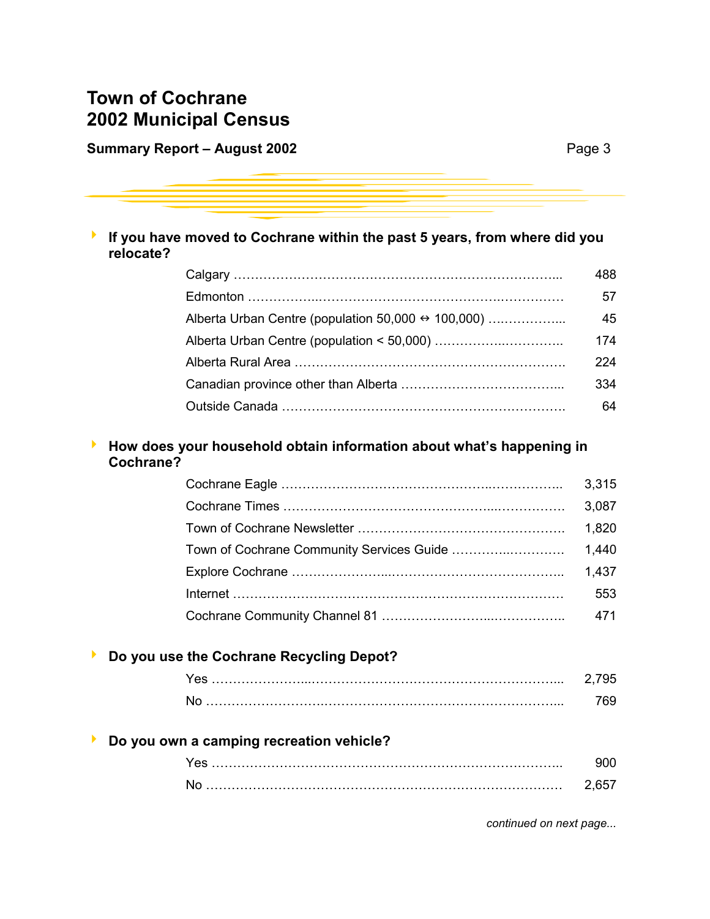- **If you have moved to Cochrane within the past 5 years, from where did you relocate?**

| | |
|---|---|
| Calgary | 488 |
| Edmonton | 57 |
| Alberta Urban Centre (population 50,000 ↔ 100,000) | 45 |
| Alberta Urban Centre (population < 50,000) | 174 |
| Alberta Rural Area | 224 |
| Canadian province other than Alberta | 334 |
| Outside Canada | 64 |

- **How does your household obtain information about what's happening in Cochrane?**

| | |
|---|---|
| Cochrane Eagle | 3,315 |
| Cochrane Times | 3,087 |
| Town of Cochrane Newsletter | 1,820 |
| Town of Cochrane Community Services Guide | 1,440 |
| Explore Cochrane | 1,437 |
| Internet | 553 |
| Cochrane Community Channel 81 | 471 |

- **Do you use the Cochrane Recycling Depot?**

| | |
|---|---|
| Yes | 2,795 |
| No | 769 |

- **Do you own a camping recreation vehicle?**

| | |
|---|---|
| Yes | 900 |
| No | 2,657 |

*continued on next page...*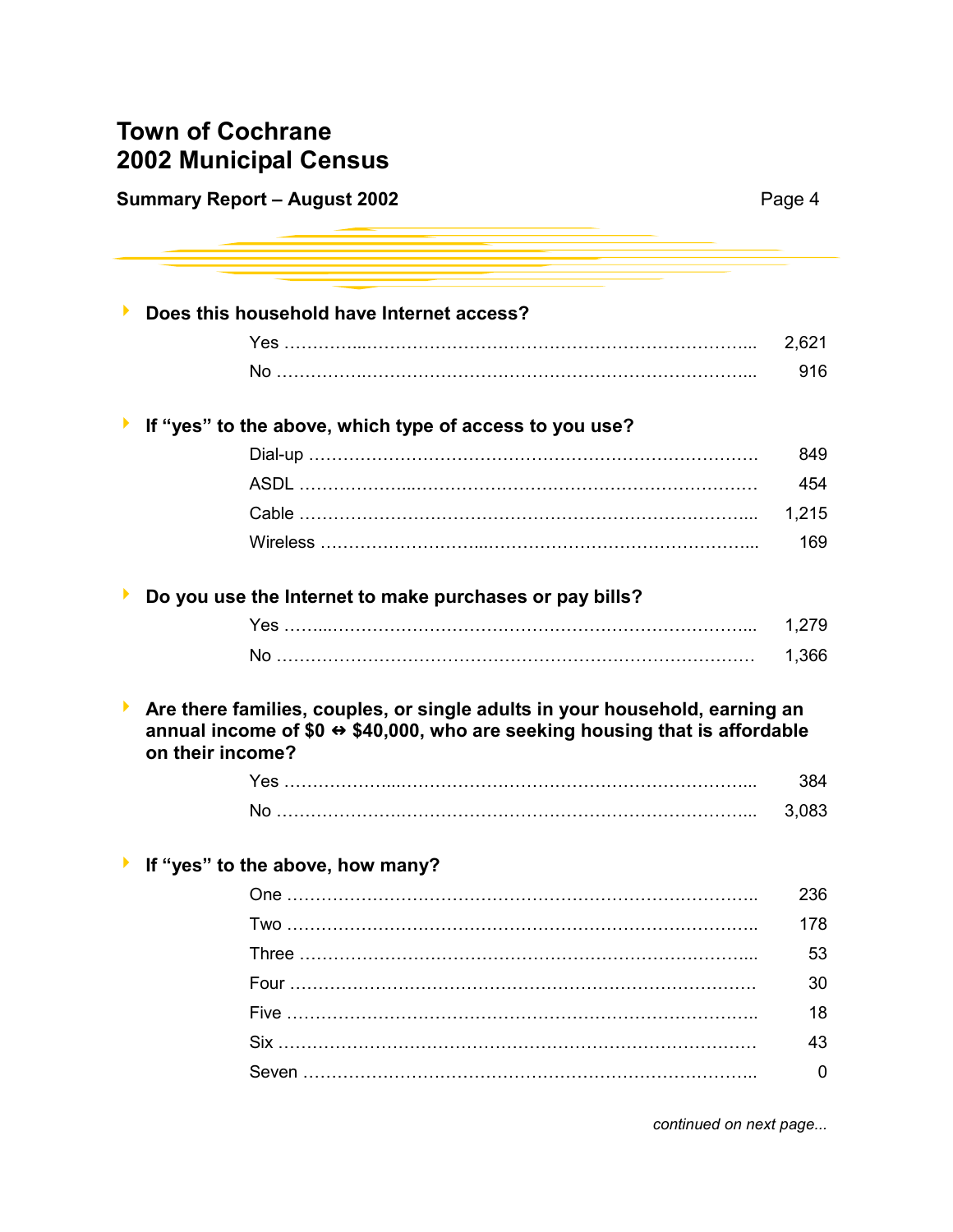# Town of Cochrane
# 2002 Municipal Census

**Summary Report – August 2002**

### Does this household have Internet access?

| | |
|---|---|
| Yes | 2,621 |
| No | 916 |

### If "yes" to the above, which type of access to you use?

| | |
|---|---|
| Dial-up | 849 |
| ASDL | 454 |
| Cable | 1,215 |
| Wireless | 169 |

### Do you use the Internet to make purchases or pay bills?

| | |
|---|---|
| Yes | 1,279 |
| No | 1,366 |

### Are there families, couples, or single adults in your household, earning an annual income of $0 ⇔ $40,000, who are seeking housing that is affordable on their income?

| | |
|---|---|
| Yes | 384 |
| No | 3,083 |

### If "yes" to the above, how many?

| | |
|---|---|
| One | 236 |
| Two | 178 |
| Three | 53 |
| Four | 30 |
| Five | 18 |
| Six | 43 |
| Seven | 0 |

*continued on next page...*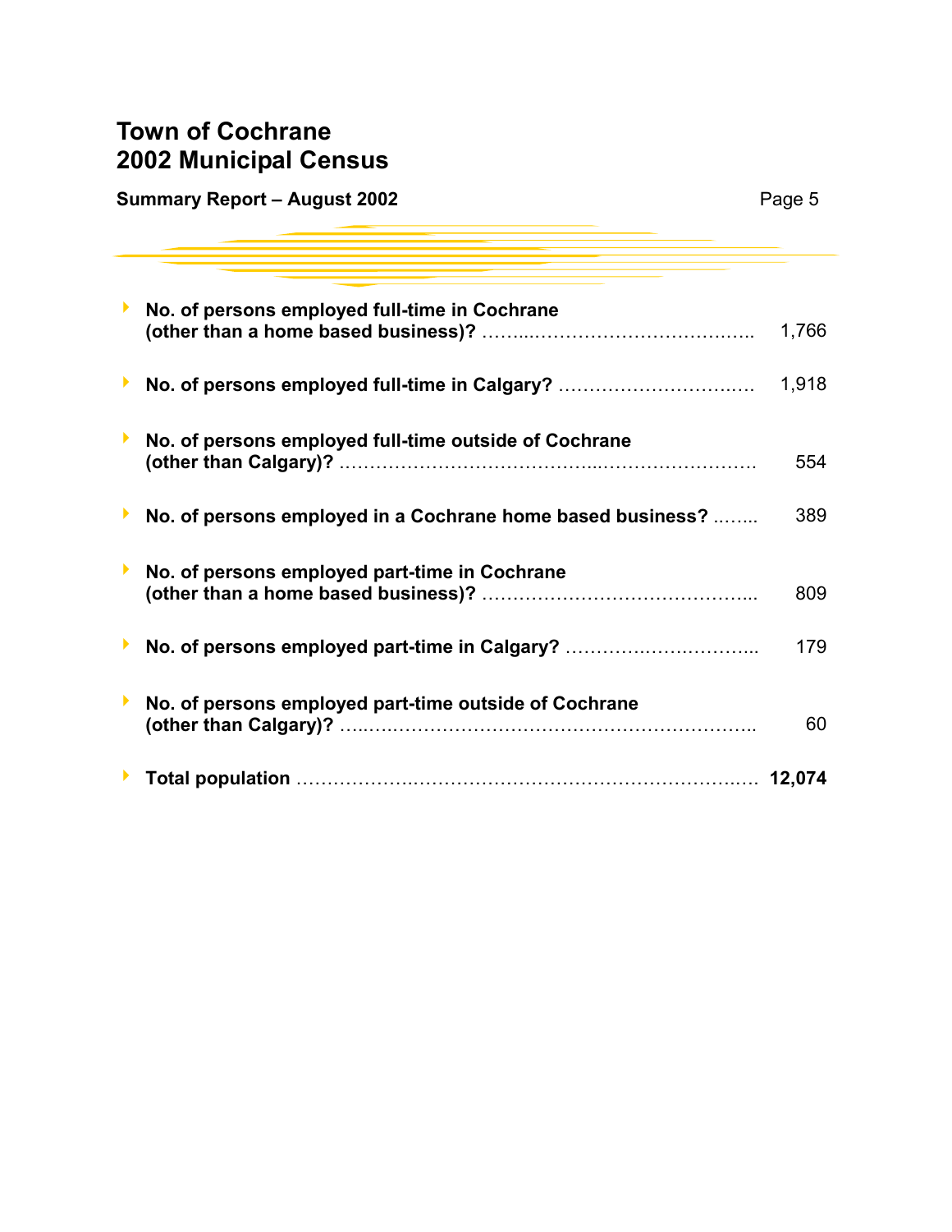# Town of Cochrane
# 2002 Municipal Census

**Summary Report – August 2002**

- **No. of persons employed full-time in Cochrane (other than a home based business)?** ........ 1,766
- **No. of persons employed full-time in Calgary?** ........ 1,918
- **No. of persons employed full-time outside of Cochrane (other than Calgary)?** ........ 554
- **No. of persons employed in a Cochrane home based business?** ........ 389
- **No. of persons employed part-time in Cochrane (other than a home based business)?** ........ 809
- **No. of persons employed part-time in Calgary?** ........ 179
- **No. of persons employed part-time outside of Cochrane (other than Calgary)?** ........ 60
- **Total population** ........ **12,074**